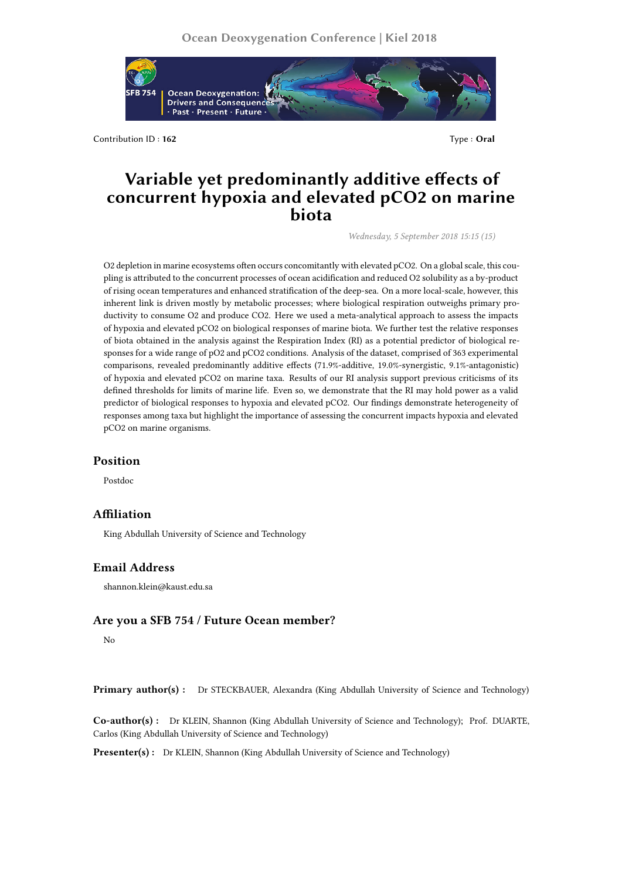Contribution ID : **162**

Type : **Oral**

# Variable yet predominantly additive effects of concurrent hypoxia and elevated pCO2 on marine biota

*Wednesday, 5 September 2018 15:15 (15)*

$O_2$ depletion in marine ecosystems often occurs concomitantly with elevated $pCO_2$. On a global scale, this coupling is attributed to the concurrent processes of ocean acidification and reduced $O_2$ solubility as a by-product of rising ocean temperatures and enhanced stratification of the deep-sea. On a more local-scale, however, this inherent link is driven mostly by metabolic processes; where biological respiration outweighs primary productivity to consume $O_2$ and produce $CO_2$. Here we used a meta-analytical approach to assess the impacts of hypoxia and elevated $pCO_2$ on biological responses of marine biota. We further test the relative responses of biota obtained in the analysis against the Respiration Index (RI) as a potential predictor of biological responses for a wide range of $pO_2$ and $pCO_2$ conditions. Analysis of the dataset, comprised of 363 experimental comparisons, revealed predominantly additive effects (71.9%-additive, 19.0%-synergistic, 9.1%-antagonistic) of hypoxia and elevated $pCO_2$ on marine taxa. Results of our RI analysis support previous criticisms of its defined thresholds for limits of marine life. Even so, we demonstrate that the RI may hold power as a valid predictor of biological responses to hypoxia and elevated $pCO_2$. Our findings demonstrate heterogeneity of responses among taxa but highlight the importance of assessing the concurrent impacts hypoxia and elevated $pCO_2$ on marine organisms.

## Position

Postdoc

## Affiliation

King Abdullah University of Science and Technology

## Email Address

shannon.klein@kaust.edu.sa

## Are you a SFB 754 / Future Ocean member?

No

**Primary author(s) :** Dr STECKBAUER, Alexandra (King Abdullah University of Science and Technology)

**Co-author(s) :** Dr KLEIN, Shannon (King Abdullah University of Science and Technology); Prof. DUARTE, Carlos (King Abdullah University of Science and Technology)

**Presenter(s) :** Dr KLEIN, Shannon (King Abdullah University of Science and Technology)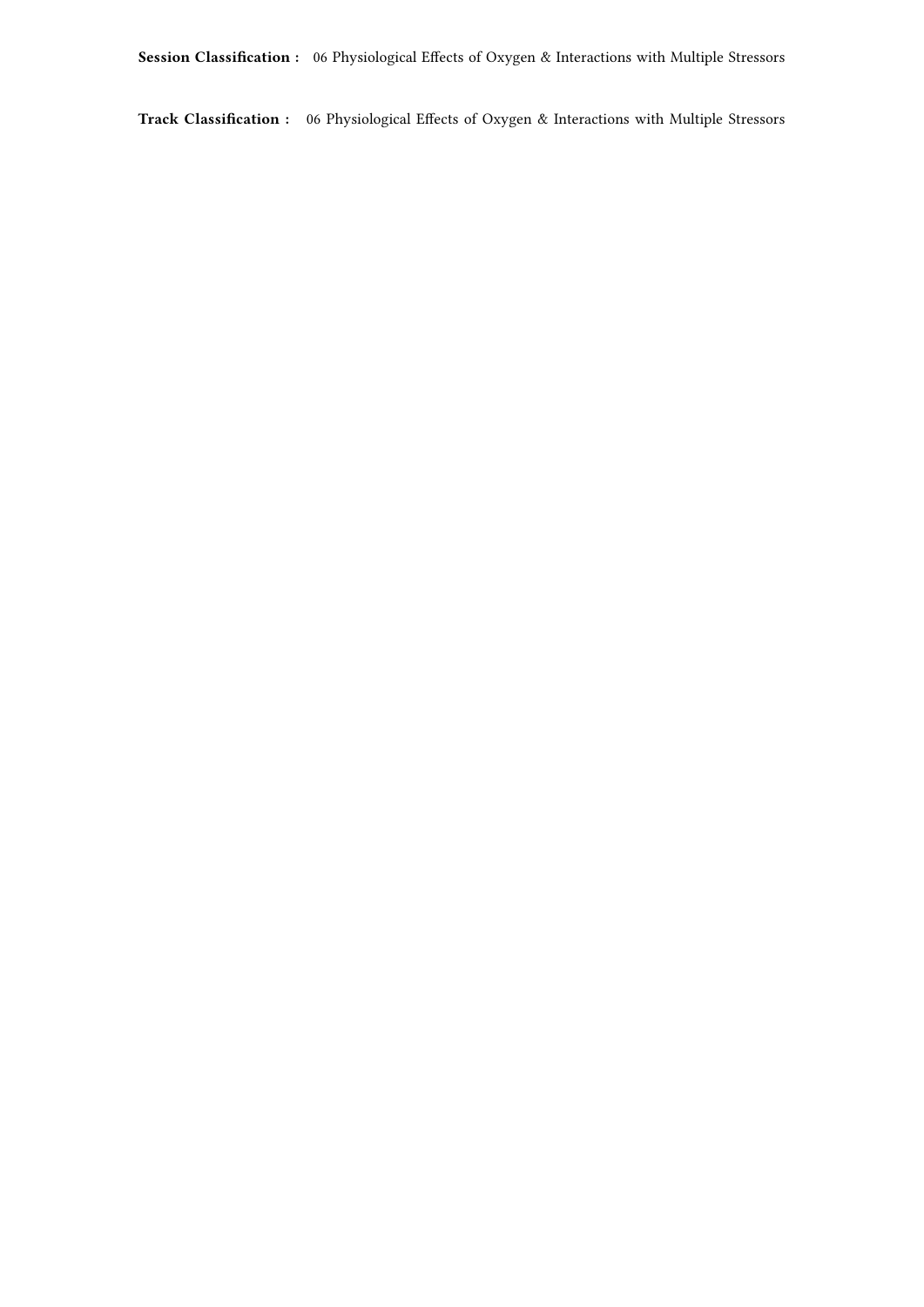**Session Classification :** 06 Physiological Effects of Oxygen & Interactions with Multiple Stressors

**Track Classification :** 06 Physiological Effects of Oxygen & Interactions with Multiple Stressors